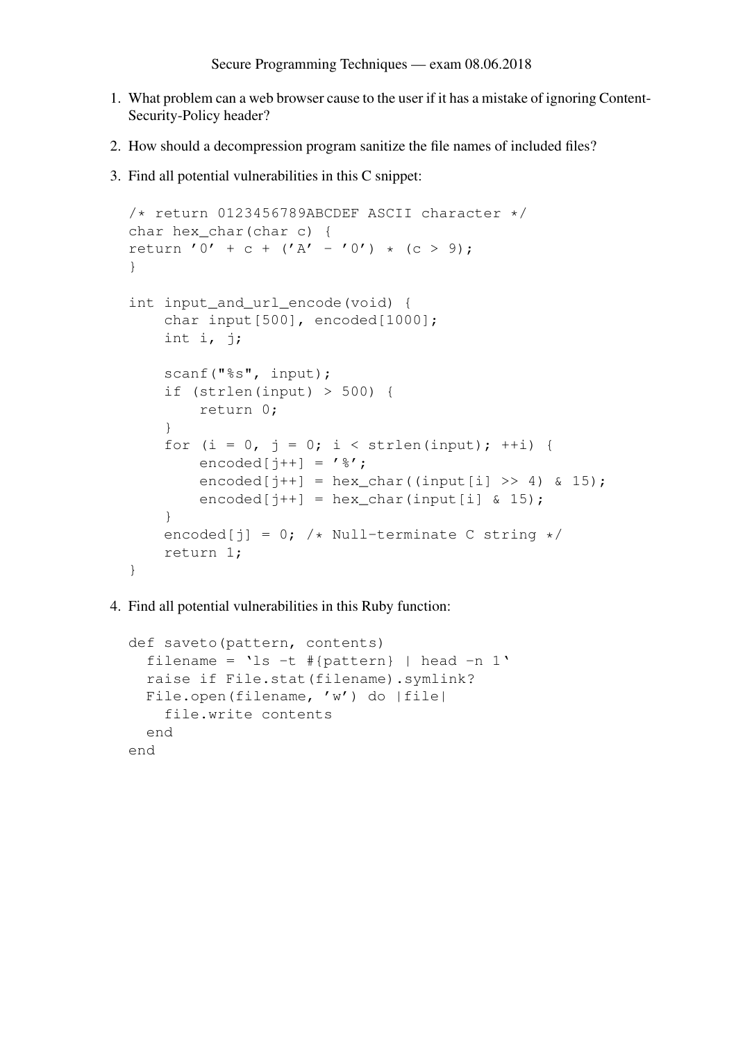Secure Programming Techniques — exam 08.06.2018

1. What problem can a web browser cause to the user if it has a mistake of ignoring Content-Security-Policy header?

2. How should a decompression program sanitize the file names of included files?

3. Find all potential vulnerabilities in this C snippet:

```
/* return 0123456789ABCDEF ASCII character */
char hex_char(char c) {
return '0' + c + ('A' - '0') * (c > 9);
}

int input_and_url_encode(void) {
    char input[500], encoded[1000];
    int i, j;

    scanf("%s", input);
    if (strlen(input) > 500) {
        return 0;
    }
    for (i = 0, j = 0; i < strlen(input); ++i) {
        encoded[j++] = '%';
        encoded[j++] = hex_char((input[i] >> 4) & 15);
        encoded[j++] = hex_char(input[i] & 15);
    }
    encoded[j] = 0; /* Null-terminate C string */
    return 1;
}
```

4. Find all potential vulnerabilities in this Ruby function:

```
def saveto(pattern, contents)
  filename = `ls -t #{pattern} | head -n 1`
  raise if File.stat(filename).symlink?
  File.open(filename, 'w') do |file|
    file.write contents
  end
end
```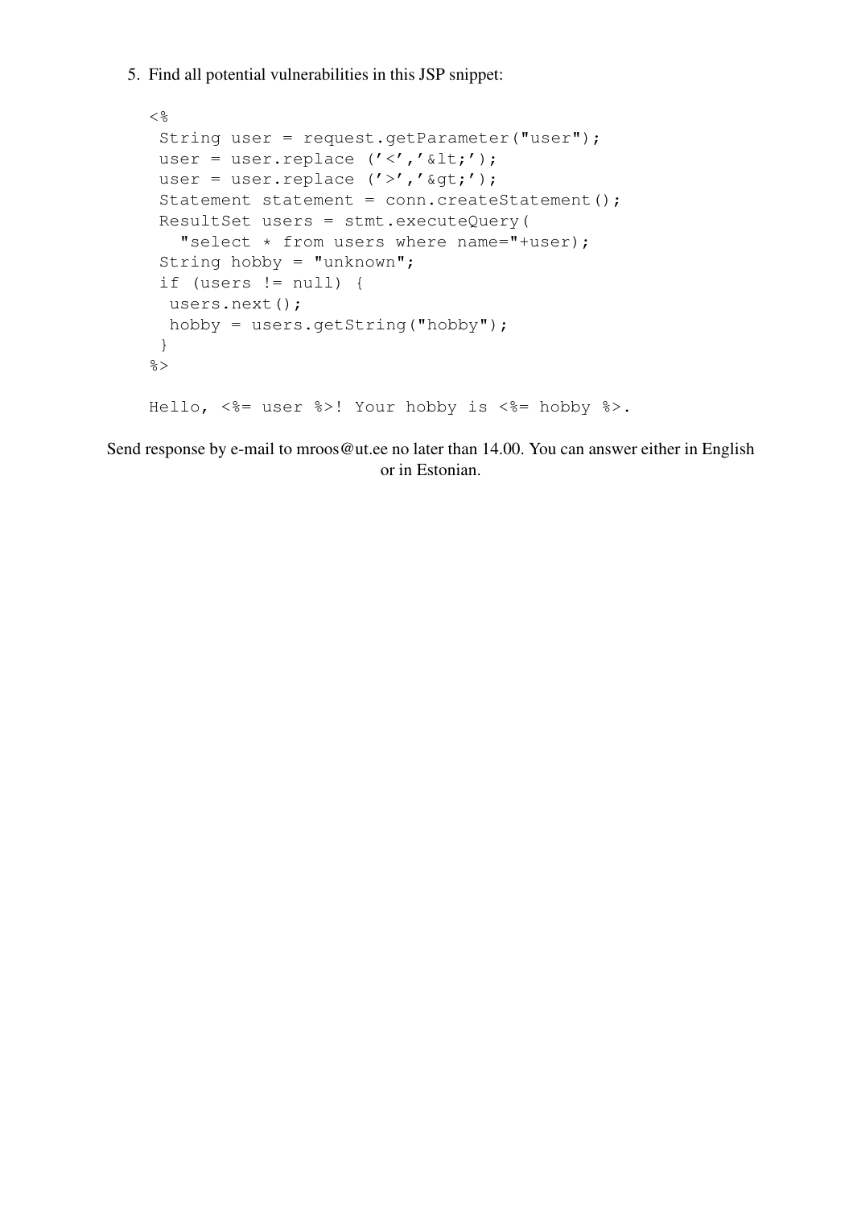5. Find all potential vulnerabilities in this JSP snippet:

```
<%
 String user = request.getParameter("user");
 user = user.replace ('<','&lt;');
 user = user.replace ('>','&gt;');
 Statement statement = conn.createStatement();
 ResultSet users = stmt.executeQuery(
   "select * from users where name="+user);
 String hobby = "unknown";
 if (users != null) {
  users.next();
  hobby = users.getString("hobby");
 }
%>

Hello, <%= user %>! Your hobby is <%= hobby %>.
```

Send response by e-mail to mroos@ut.ee no later than 14.00. You can answer either in English or in Estonian.